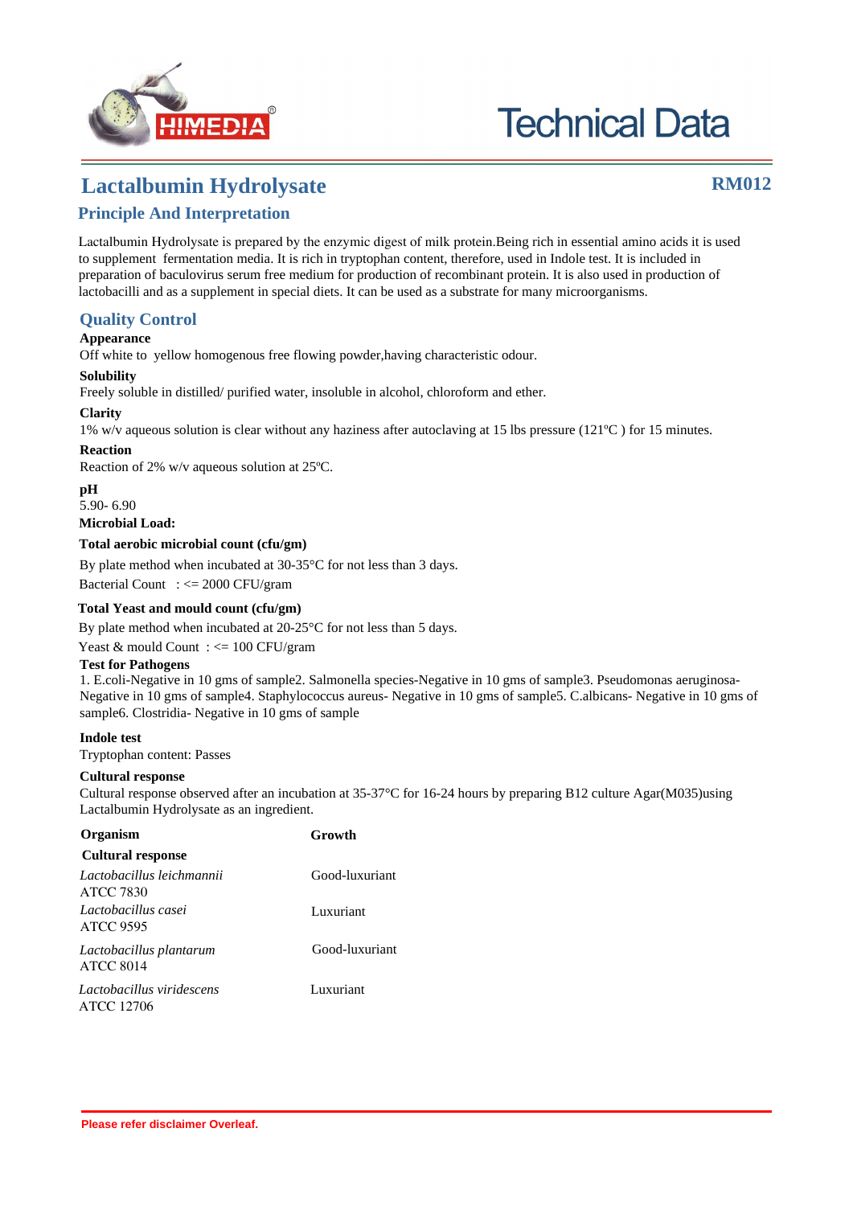# Lactalbumin Hydrolysate

**RM012**

## Principle And Interpretation

Lactalbumin Hydrolysate is prepared by the enzymic digest of milk protein.Being rich in essential amino acids it is used to supplement fermentation media. It is rich in tryptophan content, therefore, used in Indole test. It is included in preparation of baculovirus serum free medium for production of recombinant protein. It is also used in production of lactobacilli and as a supplement in special diets. It can be used as a substrate for many microorganisms.

## Quality Control

**Appearance**

Off white to yellow homogenous free flowing powder,having characteristic odour.

**Solubility**

Freely soluble in distilled/ purified water, insoluble in alcohol, chloroform and ether.

**Clarity**

1% w/v aqueous solution is clear without any haziness after autoclaving at 15 lbs pressure (121ºC ) for 15 minutes.

**Reaction**

Reaction of 2% w/v aqueous solution at 25ºC.

**pH**

5.90- 6.90

**Microbial Load:**

**Total aerobic microbial count (cfu/gm)**

By plate method when incubated at 30-35°C for not less than 3 days.

Bacterial Count : <= 2000 CFU/gram

**Total Yeast and mould count (cfu/gm)**

By plate method when incubated at 20-25°C for not less than 5 days.

Yeast & mould Count : <= 100 CFU/gram

**Test for Pathogens**

1. E.coli-Negative in 10 gms of sample2. Salmonella species-Negative in 10 gms of sample3. Pseudomonas aeruginosa-Negative in 10 gms of sample4. Staphylococcus aureus- Negative in 10 gms of sample5. C.albicans- Negative in 10 gms of sample6. Clostridia- Negative in 10 gms of sample

**Indole test**

Tryptophan content: Passes

**Cultural response**

Cultural response observed after an incubation at 35-37°C for 16-24 hours by preparing B12 culture Agar(M035)using Lactalbumin Hydrolysate as an ingredient.

| Organism | Growth |
|---|---|
| **Cultural response** | |
| *Lactobacillus leichmannii* ATCC 7830 | Good-luxuriant |
| *Lactobacillus casei* ATCC 9595 | Luxuriant |
| *Lactobacillus plantarum* ATCC 8014 | Good-luxuriant |
| *Lactobacillus viridescens* ATCC 12706 | Luxuriant |

Please refer disclaimer Overleaf.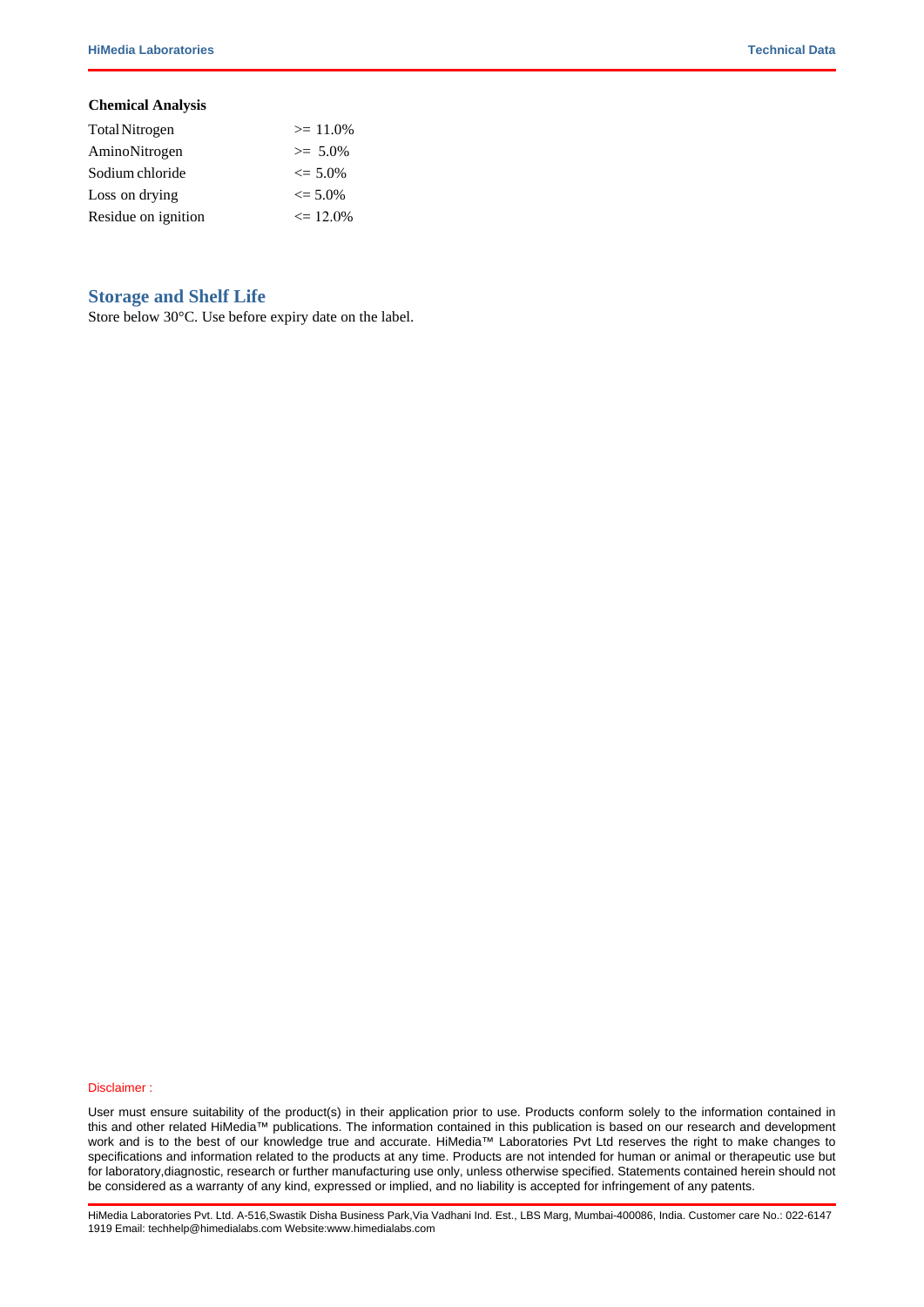**Chemical Analysis**

| | |
|---|---|
| Total Nitrogen | >= 11.0% |
| AminoNitrogen | >= 5.0% |
| Sodium chloride | <= 5.0% |
| Loss on drying | <= 5.0% |
| Residue on ignition | <= 12.0% |

## Storage and Shelf Life

Store below 30°C. Use before expiry date on the label.

Disclaimer :

User must ensure suitability of the product(s) in their application prior to use. Products conform solely to the information contained in this and other related HiMedia™ publications. The information contained in this publication is based on our research and development work and is to the best of our knowledge true and accurate. HiMedia™ Laboratories Pvt Ltd reserves the right to make changes to specifications and information related to the products at any time. Products are not intended for human or animal or therapeutic use but for laboratory,diagnostic, research or further manufacturing use only, unless otherwise specified. Statements contained herein should not be considered as a warranty of any kind, expressed or implied, and no liability is accepted for infringement of any patents.

HiMedia Laboratories Pvt. Ltd. A-516,Swastik Disha Business Park,Via Vadhani Ind. Est., LBS Marg, Mumbai-400086, India. Customer care No.: 022-6147 1919 Email: techhelp@himedialabs.com Website:www.himedialabs.com